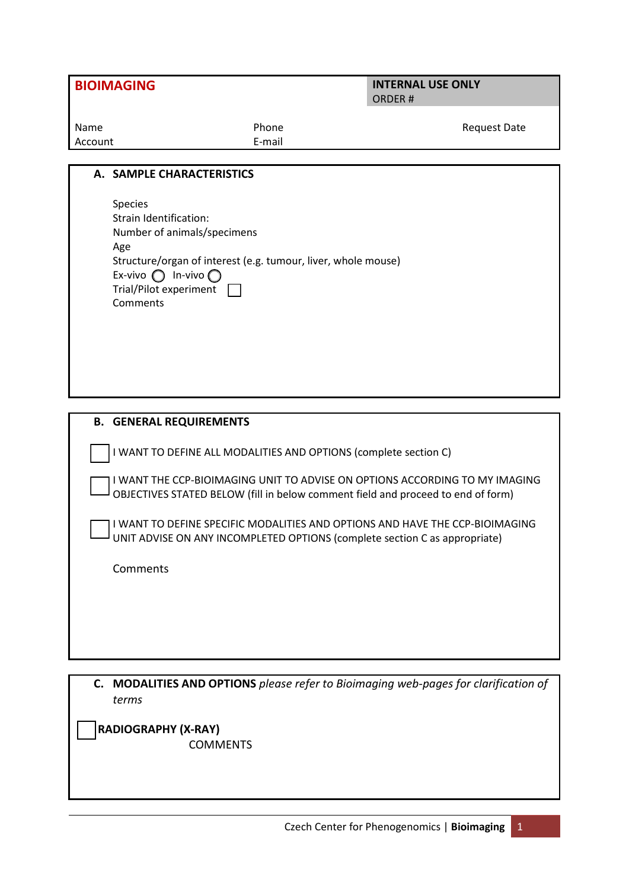# BIOIMAGING

**INTERNAL USE ONLY**
ORDER #

Name
Account

Phone
E-mail

Request Date

## A. SAMPLE CHARACTERISTICS

Species
Strain Identification:
Number of animals/specimens
Age
Structure/organ of interest (e.g. tumour, liver, whole mouse)
Ex-vivo ◯ In-vivo ◯
Trial/Pilot experiment ☐
Comments

## B. GENERAL REQUIREMENTS

☐ I WANT TO DEFINE ALL MODALITIES AND OPTIONS (complete section C)

☐ I WANT THE CCP-BIOIMAGING UNIT TO ADVISE ON OPTIONS ACCORDING TO MY IMAGING OBJECTIVES STATED BELOW (fill in below comment field and proceed to end of form)

☐ I WANT TO DEFINE SPECIFIC MODALITIES AND OPTIONS AND HAVE THE CCP-BIOIMAGING UNIT ADVISE ON ANY INCOMPLETED OPTIONS (complete section C as appropriate)

Comments

## C. MODALITIES AND OPTIONS *please refer to Bioimaging web-pages for clarification of terms*

☐ **RADIOGRAPHY (X-RAY)**

COMMENTS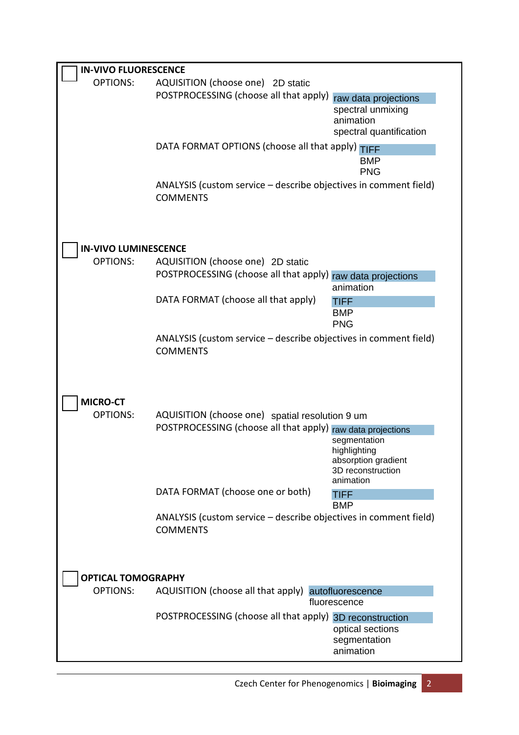☐ **IN-VIVO FLUORESCENCE**

OPTIONS:

AQUISITION (choose one) 2D static

POSTPROCESSING (choose all that apply)
- raw data projections
- spectral unmixing
- animation
- spectral quantification

DATA FORMAT OPTIONS (choose all that apply)
- TIFF
- BMP
- PNG

ANALYSIS (custom service – describe objectives in comment field)

COMMENTS

☐ **IN-VIVO LUMINESCENCE**

OPTIONS:

AQUISITION (choose one) 2D static

POSTPROCESSING (choose all that apply)
- raw data projections
- animation

DATA FORMAT (choose all that apply)
- TIFF
- BMP
- PNG

ANALYSIS (custom service – describe objectives in comment field)

COMMENTS

☐ **MICRO-CT**

OPTIONS:

AQUISITION (choose one) spatial resolution 9 um

POSTPROCESSING (choose all that apply)
- raw data projections
- segmentation
- highlighting
- absorption gradient
- 3D reconstruction
- animation

DATA FORMAT (choose one or both)
- TIFF
- BMP

ANALYSIS (custom service – describe objectives in comment field)

COMMENTS

☐ **OPTICAL TOMOGRAPHY**

OPTIONS:

AQUISITION (choose all that apply)
- autofluorescence
- fluorescence

POSTPROCESSING (choose all that apply)
- 3D reconstruction
- optical sections
- segmentation
- animation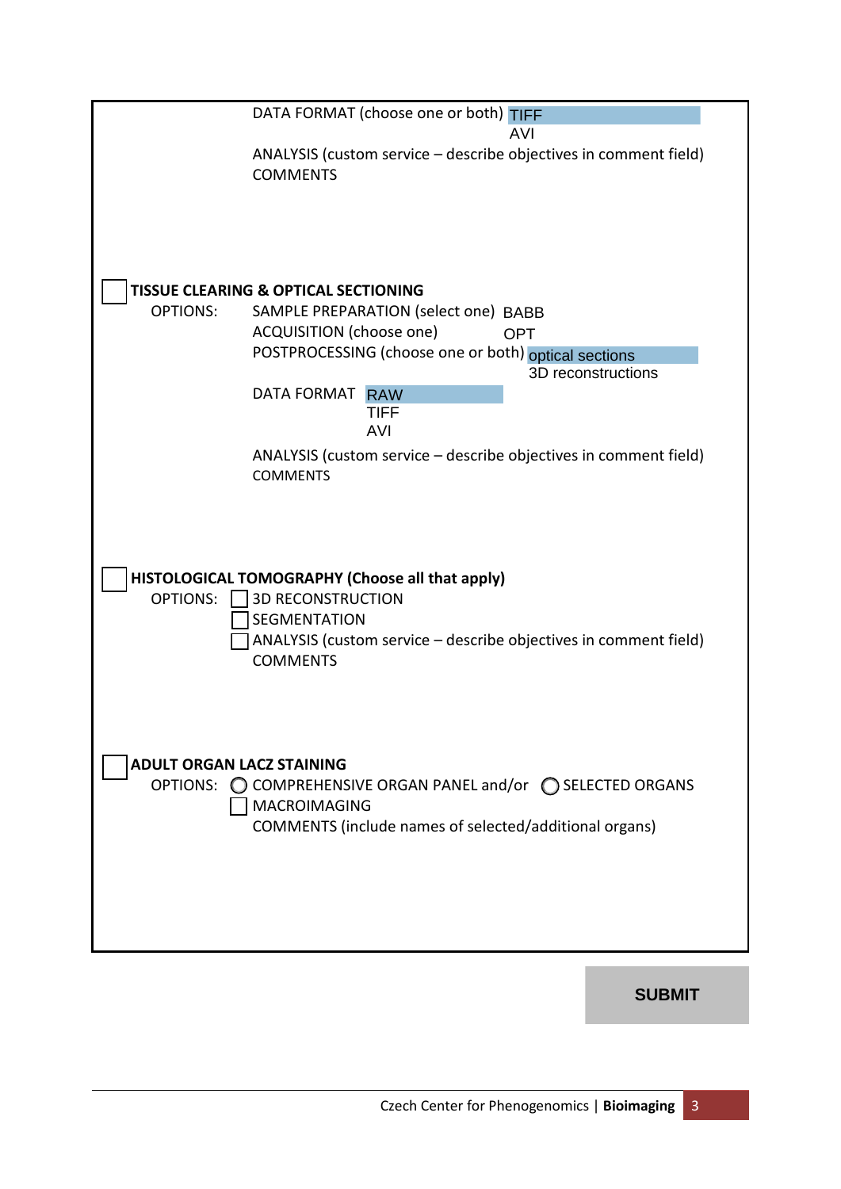DATA FORMAT (choose one or both) TIFF
AVI

ANALYSIS (custom service – describe objectives in comment field)

COMMENTS

☐ **TISSUE CLEARING & OPTICAL SECTIONING**

OPTIONS:

SAMPLE PREPARATION (select one) BABB

ACQUISITION (choose one) OPT

POSTPROCESSING (choose one or both) optical sections
3D reconstructions

DATA FORMAT RAW
TIFF
AVI

ANALYSIS (custom service – describe objectives in comment field)

COMMENTS

☐ **HISTOLOGICAL TOMOGRAPHY (Choose all that apply)**

OPTIONS:
- ☐ 3D RECONSTRUCTION
- ☐ SEGMENTATION
- ☐ ANALYSIS (custom service – describe objectives in comment field)

COMMENTS

☐ **ADULT ORGAN LACZ STAINING**

OPTIONS: ○ COMPREHENSIVE ORGAN PANEL and/or ○ SELECTED ORGANS
- ☐ MACROIMAGING

COMMENTS (include names of selected/additional organs)

SUBMIT